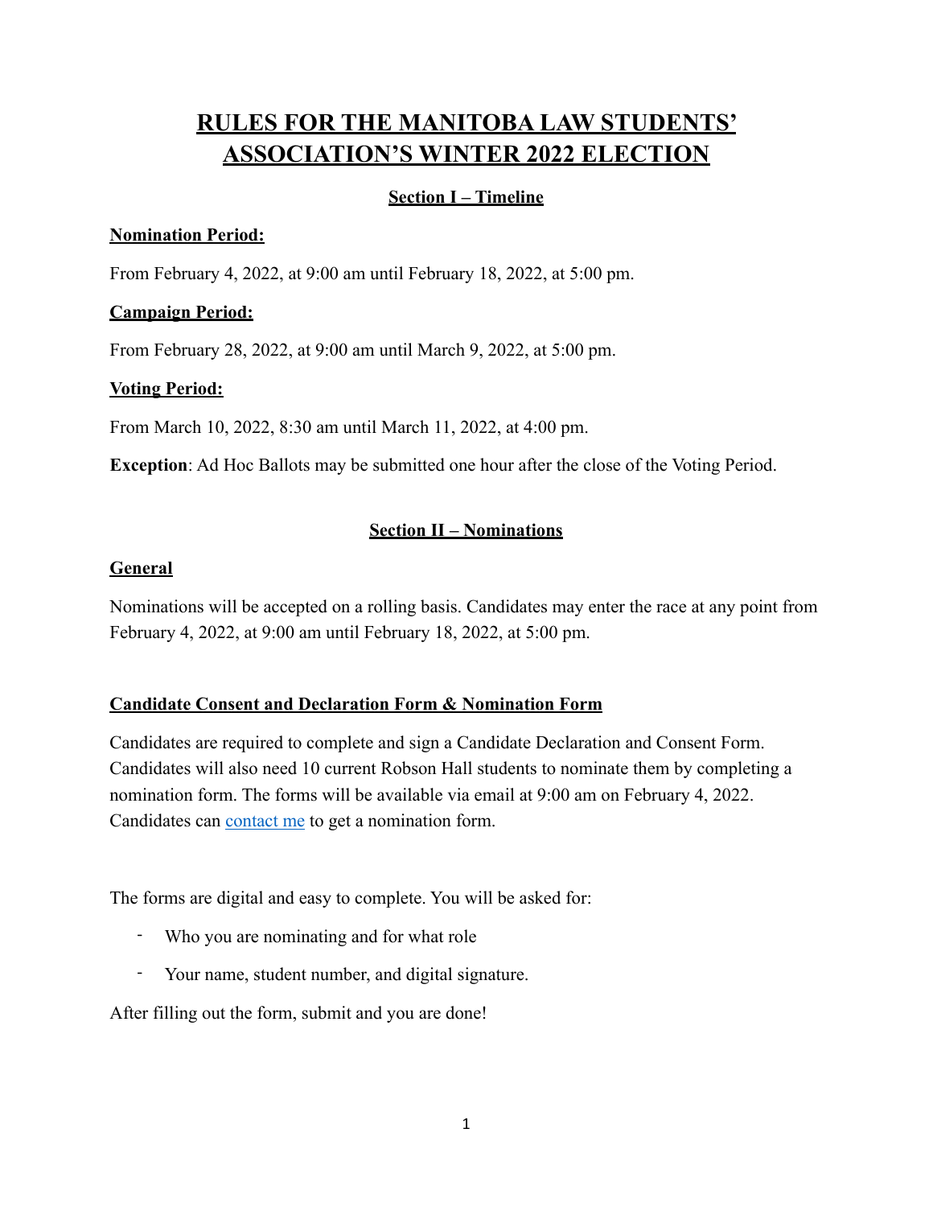# RULES FOR THE MANITOBA LAW STUDENTS' ASSOCIATION'S WINTER 2022 ELECTION

## Section I – Timeline

**Nomination Period:**

From February 4, 2022, at 9:00 am until February 18, 2022, at 5:00 pm.

**Campaign Period:**

From February 28, 2022, at 9:00 am until March 9, 2022, at 5:00 pm.

**Voting Period:**

From March 10, 2022, 8:30 am until March 11, 2022, at 4:00 pm.

**Exception**: Ad Hoc Ballots may be submitted one hour after the close of the Voting Period.

## Section II – Nominations

**General**

Nominations will be accepted on a rolling basis. Candidates may enter the race at any point from February 4, 2022, at 9:00 am until February 18, 2022, at 5:00 pm.

**Candidate Consent and Declaration Form & Nomination Form**

Candidates are required to complete and sign a Candidate Declaration and Consent Form. Candidates will also need 10 current Robson Hall students to nominate them by completing a nomination form. The forms will be available via email at 9:00 am on February 4, 2022. Candidates can contact me to get a nomination form.

The forms are digital and easy to complete. You will be asked for:

- Who you are nominating and for what role
- Your name, student number, and digital signature.

After filling out the form, submit and you are done!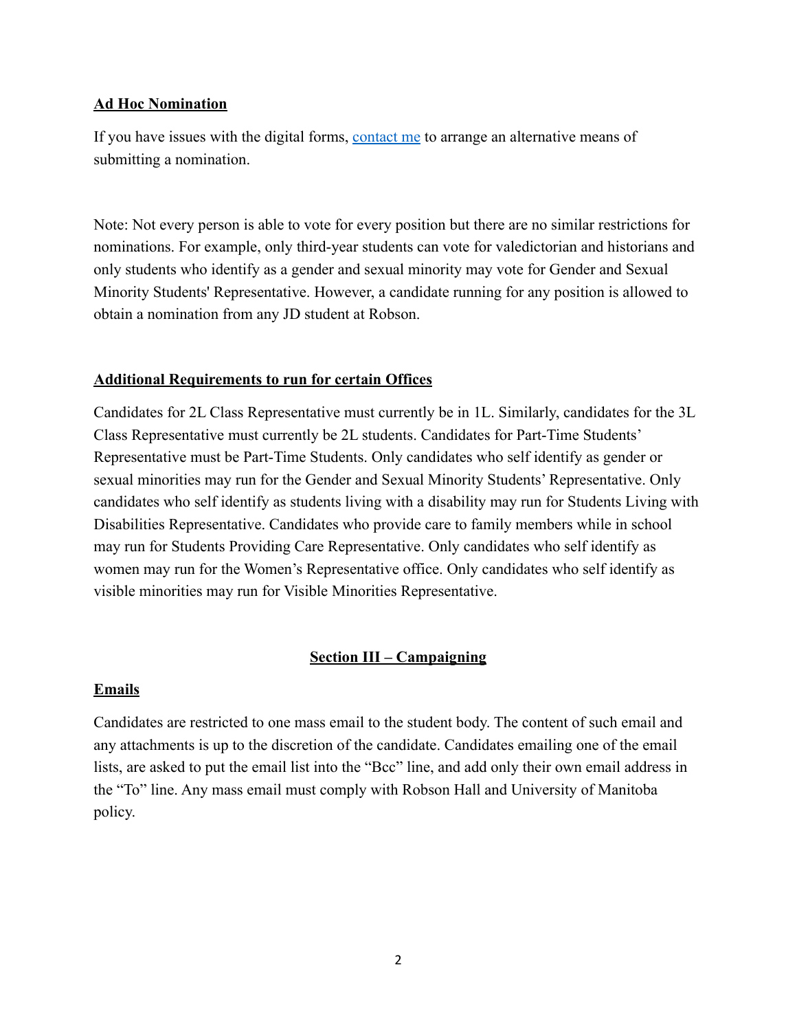**Ad Hoc Nomination**

If you have issues with the digital forms, contact me to arrange an alternative means of submitting a nomination.

Note: Not every person is able to vote for every position but there are no similar restrictions for nominations. For example, only third-year students can vote for valedictorian and historians and only students who identify as a gender and sexual minority may vote for Gender and Sexual Minority Students' Representative. However, a candidate running for any position is allowed to obtain a nomination from any JD student at Robson.

**Additional Requirements to run for certain Offices**

Candidates for 2L Class Representative must currently be in 1L. Similarly, candidates for the 3L Class Representative must currently be 2L students. Candidates for Part-Time Students' Representative must be Part-Time Students. Only candidates who self identify as gender or sexual minorities may run for the Gender and Sexual Minority Students' Representative. Only candidates who self identify as students living with a disability may run for Students Living with Disabilities Representative. Candidates who provide care to family members while in school may run for Students Providing Care Representative. Only candidates who self identify as women may run for the Women's Representative office. Only candidates who self identify as visible minorities may run for Visible Minorities Representative.

## Section III – Campaigning

**Emails**

Candidates are restricted to one mass email to the student body. The content of such email and any attachments is up to the discretion of the candidate. Candidates emailing one of the email lists, are asked to put the email list into the "Bcc" line, and add only their own email address in the "To" line. Any mass email must comply with Robson Hall and University of Manitoba policy.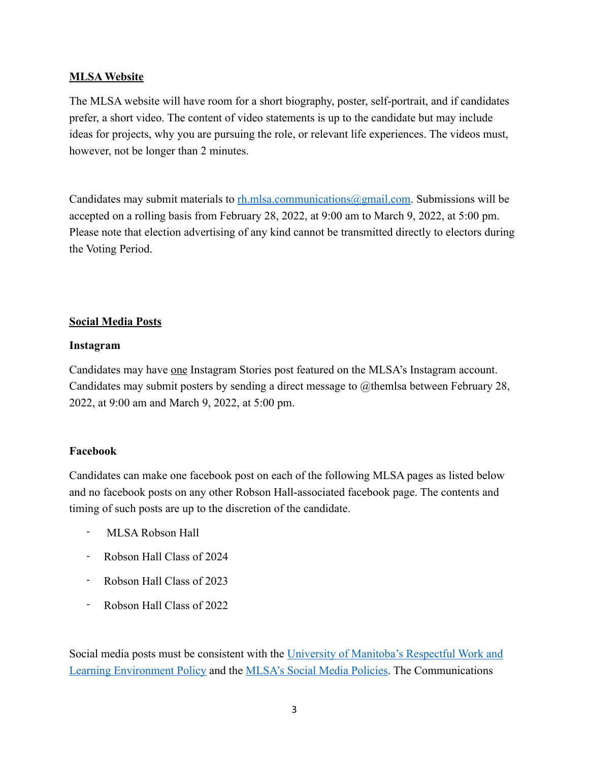**MLSA Website**

The MLSA website will have room for a short biography, poster, self-portrait, and if candidates prefer, a short video. The content of video statements is up to the candidate but may include ideas for projects, why you are pursuing the role, or relevant life experiences. The videos must, however, not be longer than 2 minutes.

Candidates may submit materials to [rh.mlsa.communications@gmail.com](mailto:rh.mlsa.communications@gmail.com). Submissions will be accepted on a rolling basis from February 28, 2022, at 9:00 am to March 9, 2022, at 5:00 pm. Please note that election advertising of any kind cannot be transmitted directly to electors during the Voting Period.

**Social Media Posts**

**Instagram**

Candidates may have one Instagram Stories post featured on the MLSA's Instagram account. Candidates may submit posters by sending a direct message to @themlsa between February 28, 2022, at 9:00 am and March 9, 2022, at 5:00 pm.

**Facebook**

Candidates can make one facebook post on each of the following MLSA pages as listed below and no facebook posts on any other Robson Hall-associated facebook page. The contents and timing of such posts are up to the discretion of the candidate.

- MLSA Robson Hall
- Robson Hall Class of 2024
- Robson Hall Class of 2023
- Robson Hall Class of 2022

Social media posts must be consistent with the University of Manitoba's Respectful Work and Learning Environment Policy and the MLSA's Social Media Policies. The Communications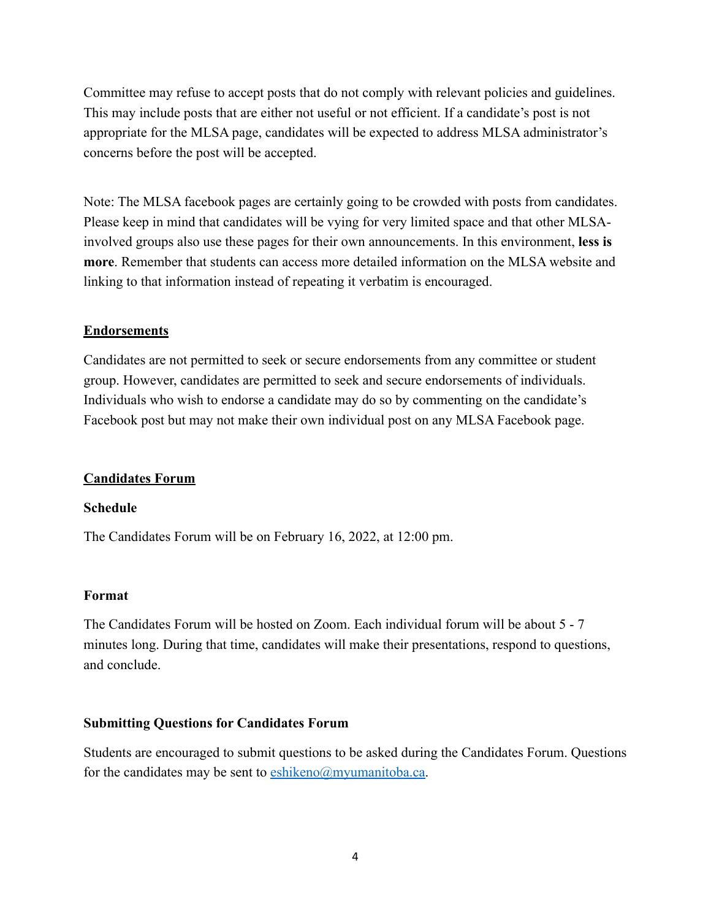Committee may refuse to accept posts that do not comply with relevant policies and guidelines. This may include posts that are either not useful or not efficient. If a candidate's post is not appropriate for the MLSA page, candidates will be expected to address MLSA administrator's concerns before the post will be accepted.

Note: The MLSA facebook pages are certainly going to be crowded with posts from candidates. Please keep in mind that candidates will be vying for very limited space and that other MLSA-involved groups also use these pages for their own announcements. In this environment, **less is more**. Remember that students can access more detailed information on the MLSA website and linking to that information instead of repeating it verbatim is encouraged.

## Endorsements

Candidates are not permitted to seek or secure endorsements from any committee or student group. However, candidates are permitted to seek and secure endorsements of individuals. Individuals who wish to endorse a candidate may do so by commenting on the candidate's Facebook post but may not make their own individual post on any MLSA Facebook page.

## Candidates Forum

### Schedule

The Candidates Forum will be on February 16, 2022, at 12:00 pm.

### Format

The Candidates Forum will be hosted on Zoom. Each individual forum will be about 5 - 7 minutes long. During that time, candidates will make their presentations, respond to questions, and conclude.

### Submitting Questions for Candidates Forum

Students are encouraged to submit questions to be asked during the Candidates Forum. Questions for the candidates may be sent to [eshikeno@myumanitoba.ca](mailto:eshikeno@myumanitoba.ca).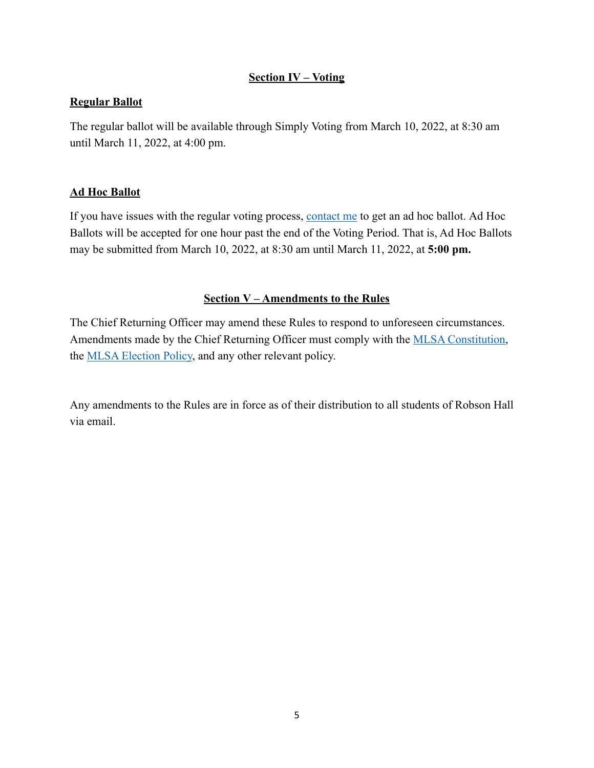## Section IV – Voting

### Regular Ballot

The regular ballot will be available through Simply Voting from March 10, 2022, at 8:30 am until March 11, 2022, at 4:00 pm.

### Ad Hoc Ballot

If you have issues with the regular voting process, contact me to get an ad hoc ballot. Ad Hoc Ballots will be accepted for one hour past the end of the Voting Period. That is, Ad Hoc Ballots may be submitted from March 10, 2022, at 8:30 am until March 11, 2022, at **5:00 pm.**

## Section V – Amendments to the Rules

The Chief Returning Officer may amend these Rules to respond to unforeseen circumstances. Amendments made by the Chief Returning Officer must comply with the MLSA Constitution, the MLSA Election Policy, and any other relevant policy.

Any amendments to the Rules are in force as of their distribution to all students of Robson Hall via email.